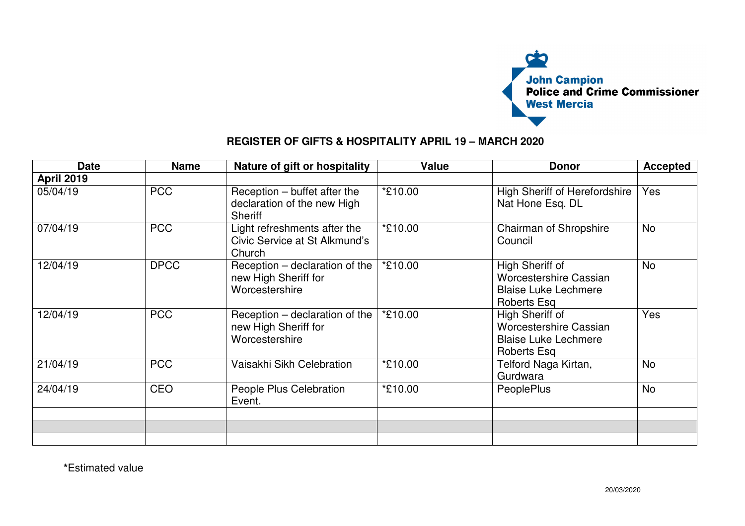John Campion
**Police and Crime Commissioner**
West Mercia

## REGISTER OF GIFTS & HOSPITALITY APRIL 19 – MARCH 2020

| Date | Name | Nature of gift or hospitality | Value | Donor | Accepted |
|---|---|---|---|---|---|
| **April 2019** | | | | | |
| 05/04/19 | PCC | Reception – buffet after the declaration of the new High Sheriff | *£10.00 | High Sheriff of Herefordshire Nat Hone Esq. DL | Yes |
| 07/04/19 | PCC | Light refreshments after the Civic Service at St Alkmund's Church | *£10.00 | Chairman of Shropshire Council | No |
| 12/04/19 | DPCC | Reception – declaration of the new High Sheriff for Worcestershire | *£10.00 | High Sheriff of Worcestershire Cassian Blaise Luke Lechmere Roberts Esq | No |
| 12/04/19 | PCC | Reception – declaration of the new High Sheriff for Worcestershire | *£10.00 | High Sheriff of Worcestershire Cassian Blaise Luke Lechmere Roberts Esq | Yes |
| 21/04/19 | PCC | Vaisakhi Sikh Celebration | *£10.00 | Telford Naga Kirtan, Gurdwara | No |
| 24/04/19 | CEO | People Plus Celebration Event. | *£10.00 | PeoplePlus | No |
| | | | | | |
| | | | | | |
| | | | | | |

***Estimated value**

20/03/2020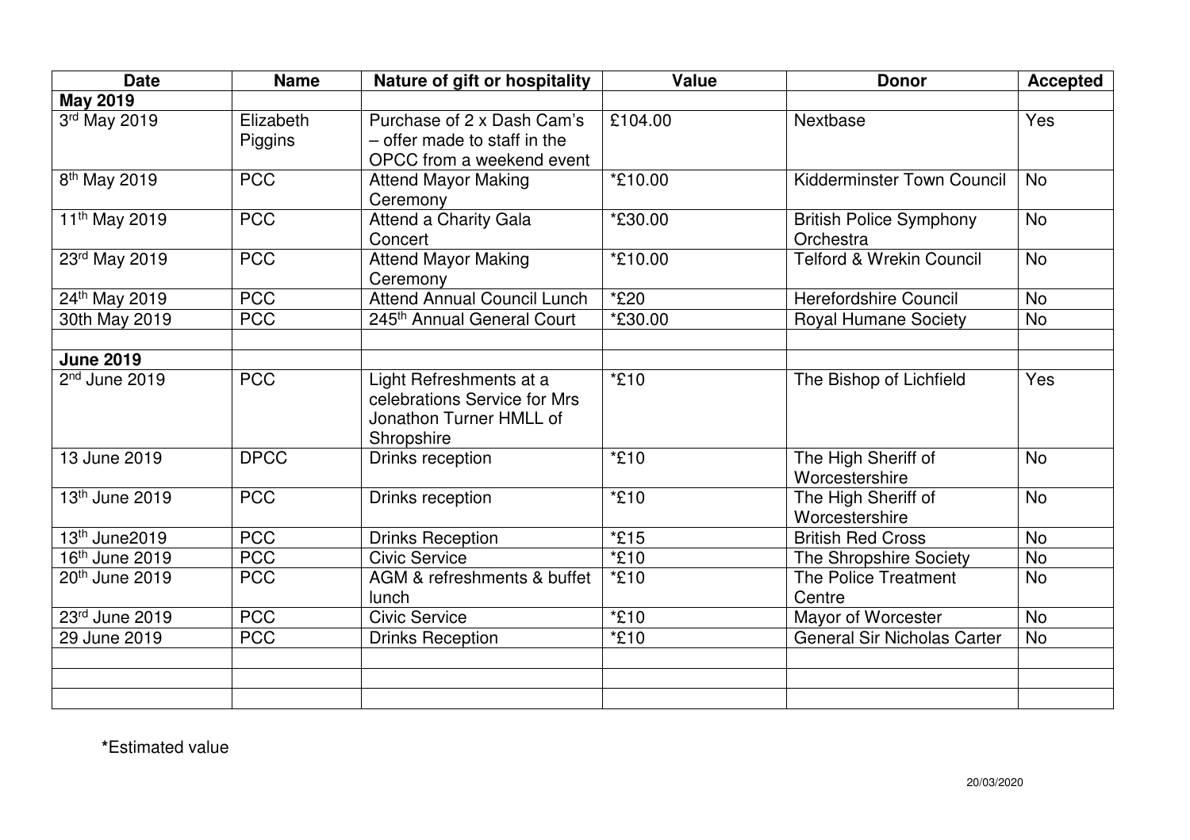| Date | Name | Nature of gift or hospitality | Value | Donor | Accepted |
|---|---|---|---|---|---|
| **May 2019** | | | | | |
| 3rd May 2019 | Elizabeth Piggins | Purchase of 2 x Dash Cam's – offer made to staff in the OPCC from a weekend event | £104.00 | Nextbase | Yes |
| 8th May 2019 | PCC | Attend Mayor Making Ceremony | *£10.00 | Kidderminster Town Council | No |
| 11th May 2019 | PCC | Attend a Charity Gala Concert | *£30.00 | British Police Symphony Orchestra | No |
| 23rd May 2019 | PCC | Attend Mayor Making Ceremony | *£10.00 | Telford & Wrekin Council | No |
| 24th May 2019 | PCC | Attend Annual Council Lunch | *£20 | Herefordshire Council | No |
| 30th May 2019 | PCC | 245th Annual General Court | *£30.00 | Royal Humane Society | No |
| | | | | | |
| **June 2019** | | | | | |
| 2nd June 2019 | PCC | Light Refreshments at a celebrations Service for Mrs Jonathon Turner HMLL of Shropshire | *£10 | The Bishop of Lichfield | Yes |
| 13 June 2019 | DPCC | Drinks reception | *£10 | The High Sheriff of Worcestershire | No |
| 13th June 2019 | PCC | Drinks reception | *£10 | The High Sheriff of Worcestershire | No |
| 13th June2019 | PCC | Drinks Reception | *£15 | British Red Cross | No |
| 16th June 2019 | PCC | Civic Service | *£10 | The Shropshire Society | No |
| 20th June 2019 | PCC | AGM & refreshments & buffet lunch | *£10 | The Police Treatment Centre | No |
| 23rd June 2019 | PCC | Civic Service | *£10 | Mayor of Worcester | No |
| 29 June 2019 | PCC | Drinks Reception | *£10 | General Sir Nicholas Carter | No |
| | | | | | |
| | | | | | |
| | | | | | |

**\***Estimated value

20/03/2020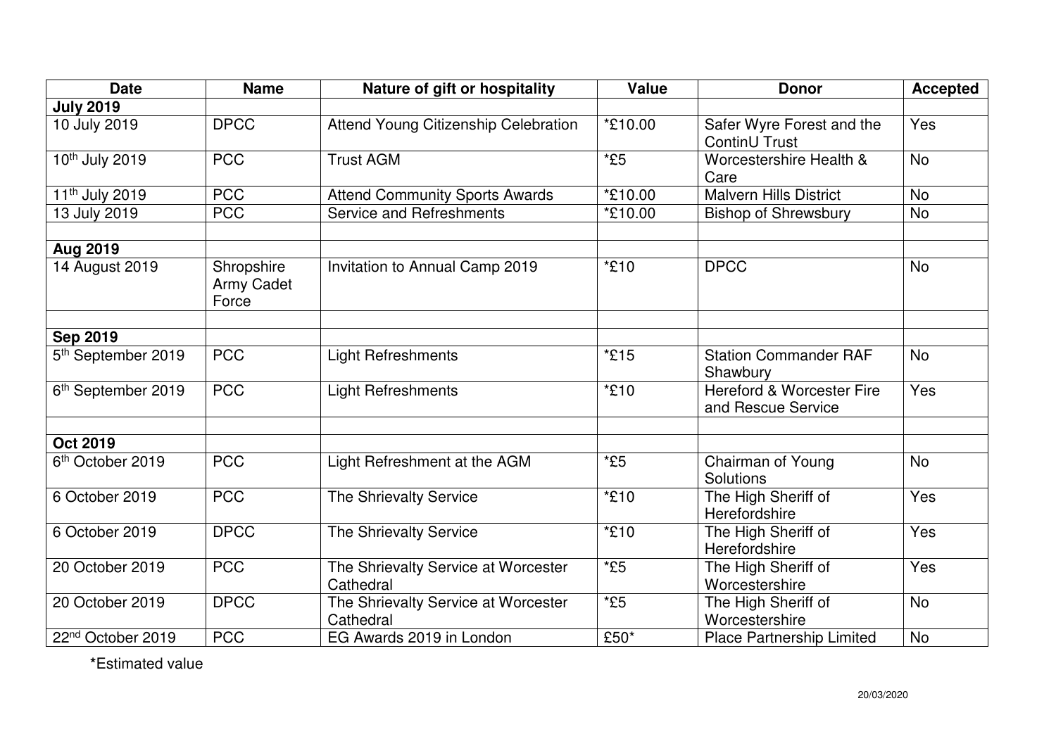| Date | Name | Nature of gift or hospitality | Value | Donor | Accepted |
|---|---|---|---|---|---|
| **July 2019** | | | | | |
| 10 July 2019 | DPCC | Attend Young Citizenship Celebration | *£10.00 | Safer Wyre Forest and the ContinU Trust | Yes |
| 10th July 2019 | PCC | Trust AGM | *£5 | Worcestershire Health & Care | No |
| 11th July 2019 | PCC | Attend Community Sports Awards | *£10.00 | Malvern Hills District | No |
| 13 July 2019 | PCC | Service and Refreshments | *£10.00 | Bishop of Shrewsbury | No |
| | | | | | |
| **Aug 2019** | | | | | |
| 14 August 2019 | Shropshire Army Cadet Force | Invitation to Annual Camp 2019 | *£10 | DPCC | No |
| | | | | | |
| **Sep 2019** | | | | | |
| 5th September 2019 | PCC | Light Refreshments | *£15 | Station Commander RAF Shawbury | No |
| 6th September 2019 | PCC | Light Refreshments | *£10 | Hereford & Worcester Fire and Rescue Service | Yes |
| | | | | | |
| **Oct 2019** | | | | | |
| 6th October 2019 | PCC | Light Refreshment at the AGM | *£5 | Chairman of Young Solutions | No |
| 6 October 2019 | PCC | The Shrievalty Service | *£10 | The High Sheriff of Herefordshire | Yes |
| 6 October 2019 | DPCC | The Shrievalty Service | *£10 | The High Sheriff of Herefordshire | Yes |
| 20 October 2019 | PCC | The Shrievalty Service at Worcester Cathedral | *£5 | The High Sheriff of Worcestershire | Yes |
| 20 October 2019 | DPCC | The Shrievalty Service at Worcester Cathedral | *£5 | The High Sheriff of Worcestershire | No |
| 22nd October 2019 | PCC | EG Awards 2019 in London | £50* | Place Partnership Limited | No |

***Estimated value**

20/03/2020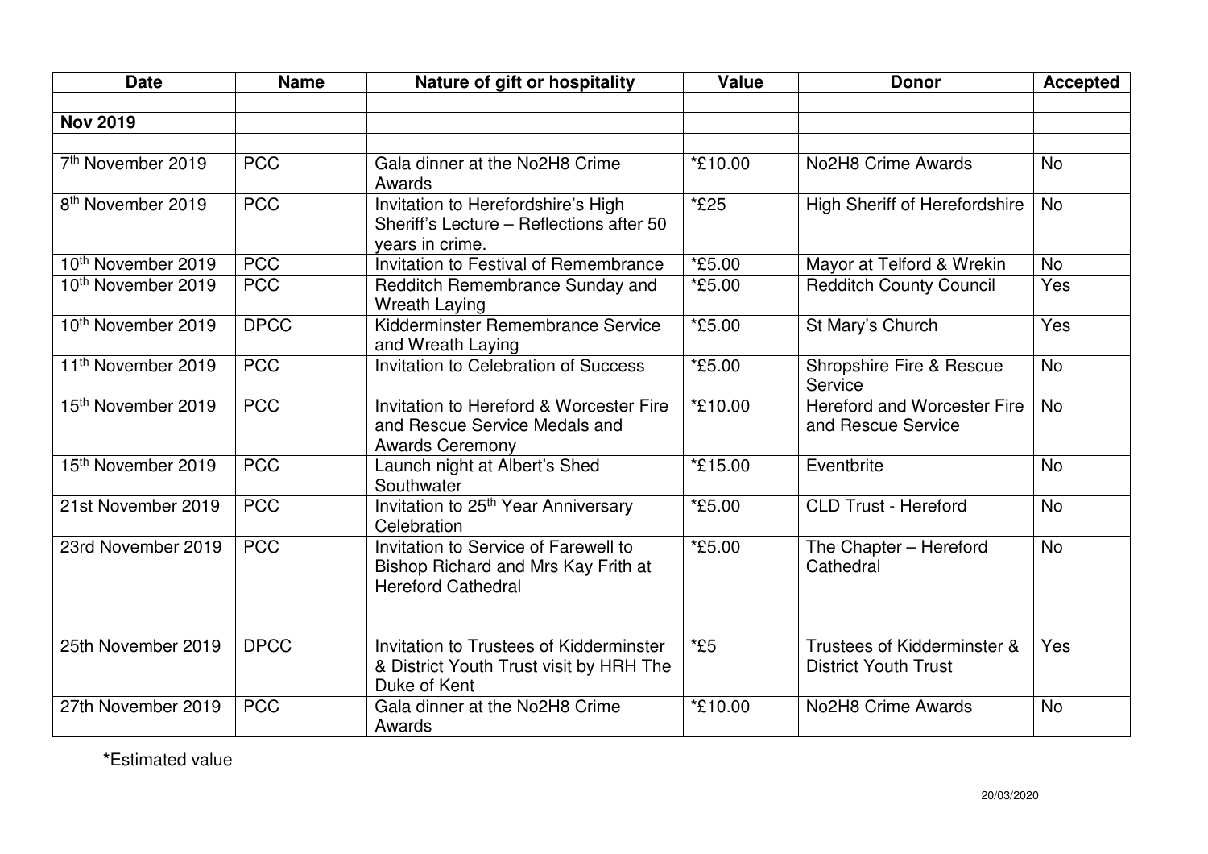| Date | Name | Nature of gift or hospitality | Value | Donor | Accepted |
|---|---|---|---|---|---|
| | | | | | |
| **Nov 2019** | | | | | |
| | | | | | |
| 7th November 2019 | PCC | Gala dinner at the No2H8 Crime Awards | *£10.00 | No2H8 Crime Awards | No |
| 8th November 2019 | PCC | Invitation to Herefordshire's High Sheriff's Lecture – Reflections after 50 years in crime. | *£25 | High Sheriff of Herefordshire | No |
| 10th November 2019 | PCC | Invitation to Festival of Remembrance | *£5.00 | Mayor at Telford & Wrekin | No |
| 10th November 2019 | PCC | Redditch Remembrance Sunday and Wreath Laying | *£5.00 | Redditch County Council | Yes |
| 10th November 2019 | DPCC | Kidderminster Remembrance Service and Wreath Laying | *£5.00 | St Mary's Church | Yes |
| 11th November 2019 | PCC | Invitation to Celebration of Success | *£5.00 | Shropshire Fire & Rescue Service | No |
| 15th November 2019 | PCC | Invitation to Hereford & Worcester Fire and Rescue Service Medals and Awards Ceremony | *£10.00 | Hereford and Worcester Fire and Rescue Service | No |
| 15th November 2019 | PCC | Launch night at Albert's Shed Southwater | *£15.00 | Eventbrite | No |
| 21st November 2019 | PCC | Invitation to 25th Year Anniversary Celebration | *£5.00 | CLD Trust - Hereford | No |
| 23rd November 2019 | PCC | Invitation to Service of Farewell to Bishop Richard and Mrs Kay Frith at Hereford Cathedral | *£5.00 | The Chapter – Hereford Cathedral | No |
| 25th November 2019 | DPCC | Invitation to Trustees of Kidderminster & District Youth Trust visit by HRH The Duke of Kent | *£5 | Trustees of Kidderminster & District Youth Trust | Yes |
| 27th November 2019 | PCC | Gala dinner at the No2H8 Crime Awards | *£10.00 | No2H8 Crime Awards | No |

***Estimated value**

20/03/2020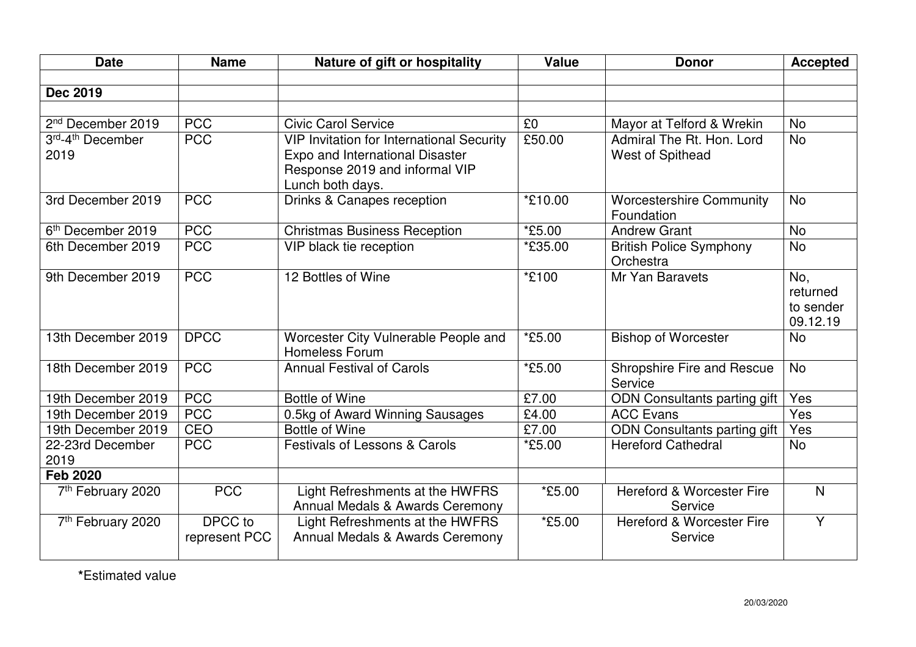| Date | Name | Nature of gift or hospitality | Value | Donor | Accepted |
|---|---|---|---|---|---|
| | | | | | |
| **Dec 2019** | | | | | |
| | | | | | |
| 2nd December 2019 | PCC | Civic Carol Service | £0 | Mayor at Telford & Wrekin | No |
| 3rd-4th December 2019 | PCC | VIP Invitation for International Security Expo and International Disaster Response 2019 and informal VIP Lunch both days. | £50.00 | Admiral The Rt. Hon. Lord West of Spithead | No |
| 3rd December 2019 | PCC | Drinks & Canapes reception | *£10.00 | Worcestershire Community Foundation | No |
| 6th December 2019 | PCC | Christmas Business Reception | *£5.00 | Andrew Grant | No |
| 6th December 2019 | PCC | VIP black tie reception | *£35.00 | British Police Symphony Orchestra | No |
| 9th December 2019 | PCC | 12 Bottles of Wine | *£100 | Mr Yan Baravets | No, returned to sender 09.12.19 |
| 13th December 2019 | DPCC | Worcester City Vulnerable People and Homeless Forum | *£5.00 | Bishop of Worcester | No |
| 18th December 2019 | PCC | Annual Festival of Carols | *£5.00 | Shropshire Fire and Rescue Service | No |
| 19th December 2019 | PCC | Bottle of Wine | £7.00 | ODN Consultants parting gift | Yes |
| 19th December 2019 | PCC | 0.5kg of Award Winning Sausages | £4.00 | ACC Evans | Yes |
| 19th December 2019 | CEO | Bottle of Wine | £7.00 | ODN Consultants parting gift | Yes |
| 22-23rd December 2019 | PCC | Festivals of Lessons & Carols | *£5.00 | Hereford Cathedral | No |
| **Feb 2020** | | | | | |
| 7th February 2020 | PCC | Light Refreshments at the HWFRS Annual Medals & Awards Ceremony | *£5.00 | Hereford & Worcester Fire Service | N |
| 7th February 2020 | DPCC to represent PCC | Light Refreshments at the HWFRS Annual Medals & Awards Ceremony | *£5.00 | Hereford & Worcester Fire Service | Y |

**\***Estimated value

20/03/2020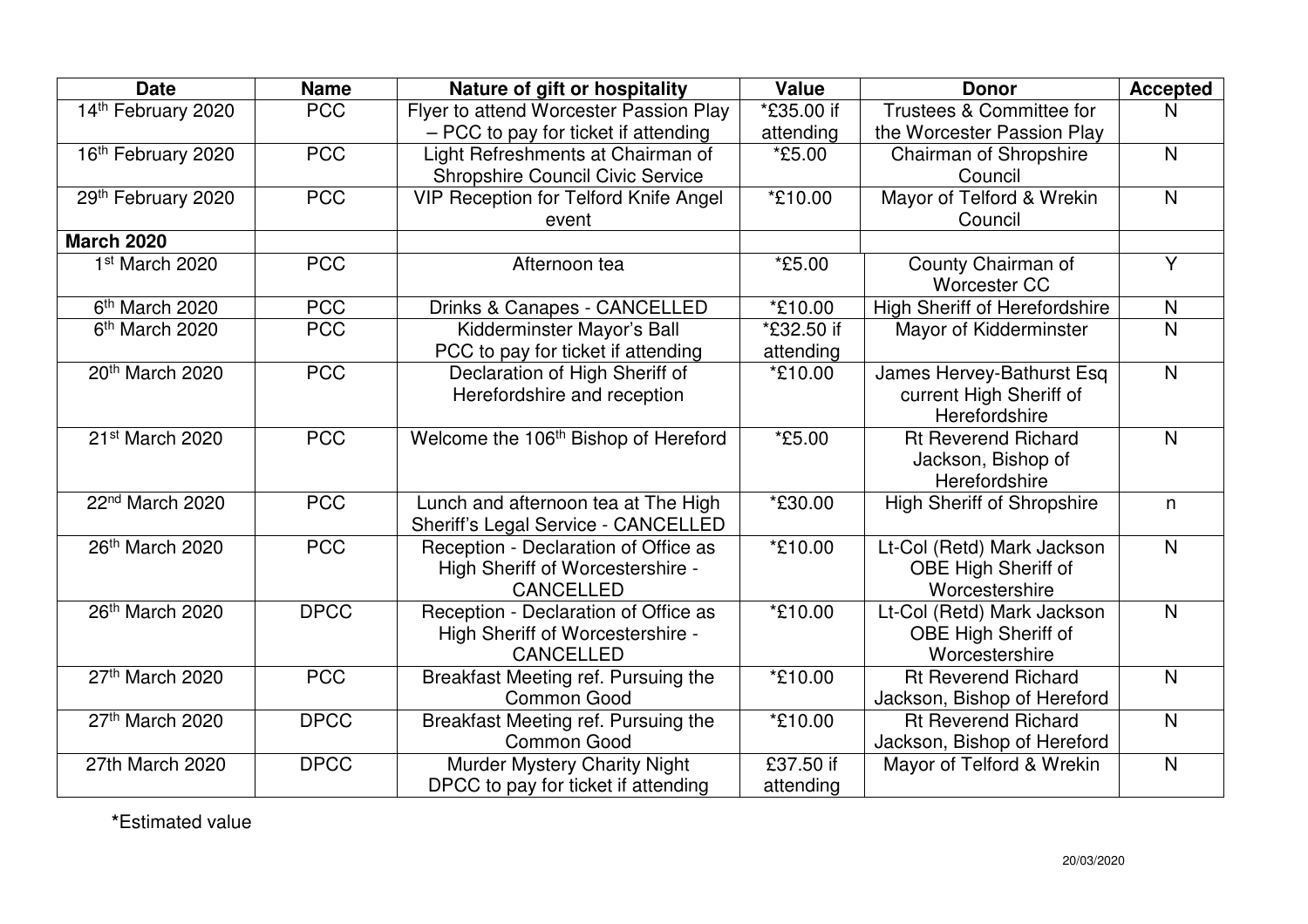| Date | Name | Nature of gift or hospitality | Value | Donor | Accepted |
|---|---|---|---|---|---|
| 14th February 2020 | PCC | Flyer to attend Worcester Passion Play – PCC to pay for ticket if attending | *£35.00 if attending | Trustees & Committee for the Worcester Passion Play | N |
| 16th February 2020 | PCC | Light Refreshments at Chairman of Shropshire Council Civic Service | *£5.00 | Chairman of Shropshire Council | N |
| 29th February 2020 | PCC | VIP Reception for Telford Knife Angel event | *£10.00 | Mayor of Telford & Wrekin Council | N |
| **March 2020** | | | | | |
| 1st March 2020 | PCC | Afternoon tea | *£5.00 | County Chairman of Worcester CC | Y |
| 6th March 2020 | PCC | Drinks & Canapes - CANCELLED | *£10.00 | High Sheriff of Herefordshire | N |
| 6th March 2020 | PCC | Kidderminster Mayor's Ball PCC to pay for ticket if attending | *£32.50 if attending | Mayor of Kidderminster | N |
| 20th March 2020 | PCC | Declaration of High Sheriff of Herefordshire and reception | *£10.00 | James Hervey-Bathurst Esq current High Sheriff of Herefordshire | N |
| 21st March 2020 | PCC | Welcome the 106th Bishop of Hereford | *£5.00 | Rt Reverend Richard Jackson, Bishop of Herefordshire | N |
| 22nd March 2020 | PCC | Lunch and afternoon tea at The High Sheriff's Legal Service - CANCELLED | *£30.00 | High Sheriff of Shropshire | n |
| 26th March 2020 | PCC | Reception - Declaration of Office as High Sheriff of Worcestershire - CANCELLED | *£10.00 | Lt-Col (Retd) Mark Jackson OBE High Sheriff of Worcestershire | N |
| 26th March 2020 | DPCC | Reception - Declaration of Office as High Sheriff of Worcestershire - CANCELLED | *£10.00 | Lt-Col (Retd) Mark Jackson OBE High Sheriff of Worcestershire | N |
| 27th March 2020 | PCC | Breakfast Meeting ref. Pursuing the Common Good | *£10.00 | Rt Reverend Richard Jackson, Bishop of Hereford | N |
| 27th March 2020 | DPCC | Breakfast Meeting ref. Pursuing the Common Good | *£10.00 | Rt Reverend Richard Jackson, Bishop of Hereford | N |
| 27th March 2020 | DPCC | Murder Mystery Charity Night DPCC to pay for ticket if attending | £37.50 if attending | Mayor of Telford & Wrekin | N |

**\***Estimated value

20/03/2020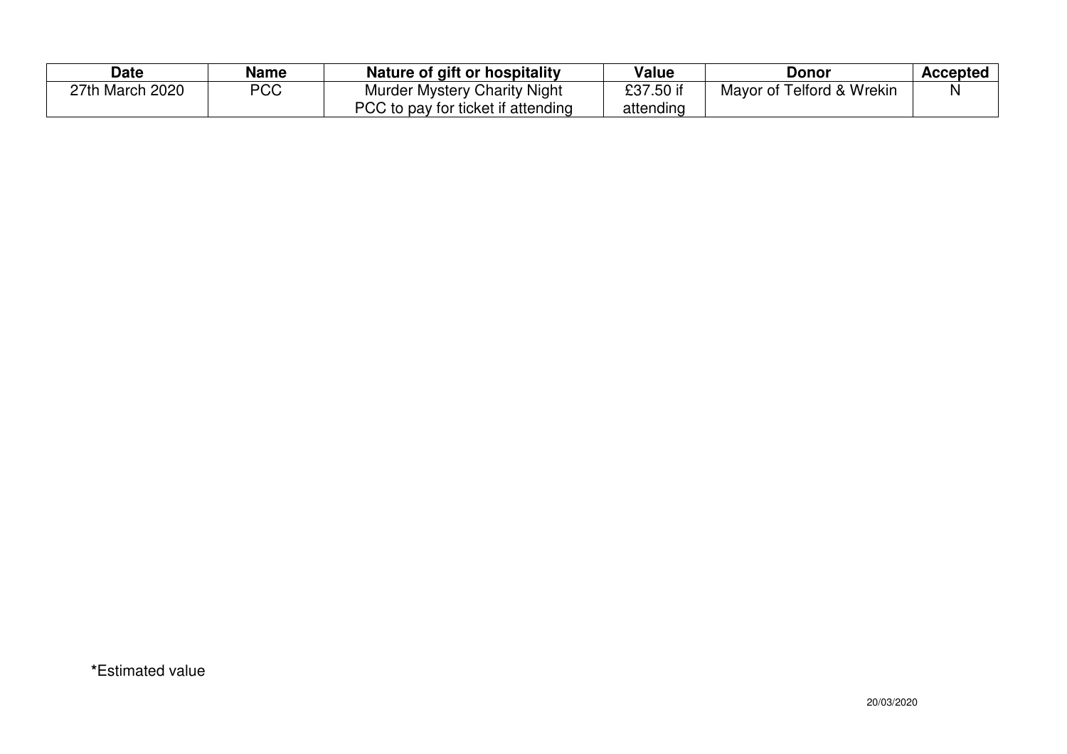| Date | Name | Nature of gift or hospitality | Value | Donor | Accepted |
| --- | --- | --- | --- | --- | --- |
| 27th March 2020 | PCC | Murder Mystery Charity Night PCC to pay for ticket if attending | £37.50 if attending | Mayor of Telford & Wrekin | N |

**\***Estimated value

20/03/2020